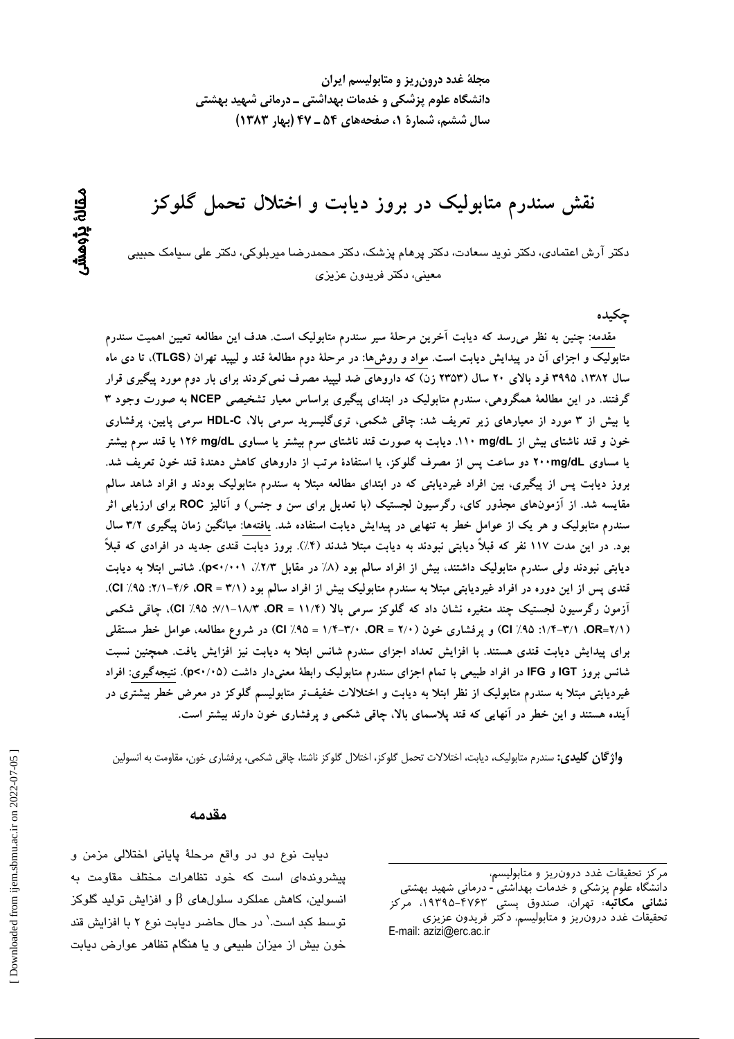# نقش سندرم متابولیک در بروز دیابت و اختلال تحمل گلوکز

دکتر آرش اعتمادی، دکتر نوید سعادت، دکتر پرهام پزشک، دکتر محمدرضا میربلوکی، دکتر علی سیامک حبیبی معینی، دکتر فریدون عزیزی

مقالهٔ پژوهشی

## چکیده

مقدمه: چنین به نظر می‌رسد که دیابت آخرین مرحلهٔ سیر سندرم متابولیک است. هدف این مطالعه تعیین اهمیت سندرم متابولیک و اجزای آن در پیدایش دیابت است. مواد و روش‌ها: در مرحلهٔ دوم مطالعهٔ قند و لیپید تهران (TLGS)، تا دی ماه سال ۱۳۸۲، ۳۹۹۵ فرد بالای ۲۰ سال (۲۳۵۳ زن) که داروهای ضد لیپید مصرف نمی‌کردند برای بار دوم مورد پیگیری قرار گرفتند. در این مطالعهٔ همگروهی، سندرم متابولیک در ابتدای پیگیری براساس معیار تشخیصی NCEP به صورت وجود ۳ یا بیش از ۳ مورد از معیارهای زیر تعریف شد: چاقی شکمی، تری‌گلیسرید سرمی بالا، HDL-C سرمی پایین، پرفشاری خون و قند ناشتای بیش از ۱۱۰ mg/dL. دیابت به صورت قند ناشتای سرم بیشتر یا مساوی ۱۲۶ mg/dL یا قند سرم بیشتر یا مساوی ۲۰۰mg/dL دو ساعت پس از مصرف گلوکز، یا استفادهٔ مرتب از داروهای کاهش دهندهٔ قند خون تعریف شد. بروز دیابت پس از پیگیری، بین افراد غیردیابتی که در ابتدای مطالعه مبتلا به سندرم متابولیک بودند و افراد شاهد سالم مقایسه شد. از آزمون‌های مجذور کای، رگرسیون لجستیک (با تعدیل برای سن و جنس) و آنالیز ROC برای ارزیابی اثر سندرم متابولیک و هر یک از عوامل خطر به تنهایی در پیدایش دیابت استفاده شد. یافته‌ها: میانگین زمان پیگیری ۳/۲ سال بود. در این مدت ۱۱۷ نفر که قبلاً دیابتی نبودند به دیابت مبتلا شدند (۴٪). بروز دیابت قندی جدید در افرادی که قبلاً دیابتی نبودند ولی سندرم متابولیک داشتند، بیش از افراد سالم بود (۸٪ در مقابل ۲/۳٪، p<۰/۰۰۱). شانس ابتلا به دیابت قندی پس از این دوره در افراد غیردیابتی مبتلا به سندرم متابولیک بیش از افراد سالم بود (OR = ۳/۱، ۹۵٪ CI: ۲/۱-۴/۶). آزمون رگرسیون لجستیک چند متغیره نشان داد که گلوکز سرمی بالا (OR = ۱۱/۴، ۹۵٪ CI: ۷/۱-۱۸/۳)، چاقی شکمی (OR=۲/۱، ۹۵٪ CI: ۱/۴-۳/۱) و پرفشاری خون (OR = ۲/۰، ۹۵٪ CI = ۱/۴-۳/۰) در شروع مطالعه، عوامل خطر مستقلی برای پیدایش دیابت قندی هستند. با افزایش تعداد اجزای سندرم شانس ابتلا به دیابت نیز افزایش یافت. همچنین نسبت شانس بروز IGT و IFG در افراد طبیعی با تمام اجزای سندرم متابولیک رابطهٔ معنی‌دار داشت (p<۰/۰۵). نتیجه‌گیری: افراد غیردیابتی مبتلا به سندرم متابولیک از نظر ابتلا به دیابت و اختلالات خفیف‌تر متابولیسم گلوکز در معرض خطر بیشتری در آینده هستند و این خطر در آنهایی که قند پلاسمای بالا، چاقی شکمی و پرفشاری خون دارند بیشتر است.

**واژگان کلیدی:** سندرم متابولیک، دیابت، اختلالات تحمل گلوکز، اختلال گلوکز ناشتا، چاقی شکمی، پرفشاری خون، مقاومت به انسولین

## مقدمه

دیابت نوع دو در واقع مرحلهٔ پایانی اختلالی مزمن و پیشرونده‌ای است که خود تظاهرات مختلف مقاومت به انسولین، کاهش عملکرد سلول‌های β و افزایش تولید گلوکز توسط کبد است.[1] در حال حاضر دیابت نوع ۲ با افزایش قند خون بیش از میزان طبیعی و یا هنگام تظاهر عوارض دیابت

---

مرکز تحقیقات غدد درون‌ریز و متابولیسم، دانشگاه علوم پزشکی و خدمات بهداشتی - درمانی شهید بهشتی
**نشانی مکاتبه:** تهران، صندوق پستی ۴۷۶۳-۱۹۳۹۵، مرکز تحقیقات غدد درون‌ریز و متابولیسم، دکتر فریدون عزیزی
E-mail: azizi@erc.ac.ir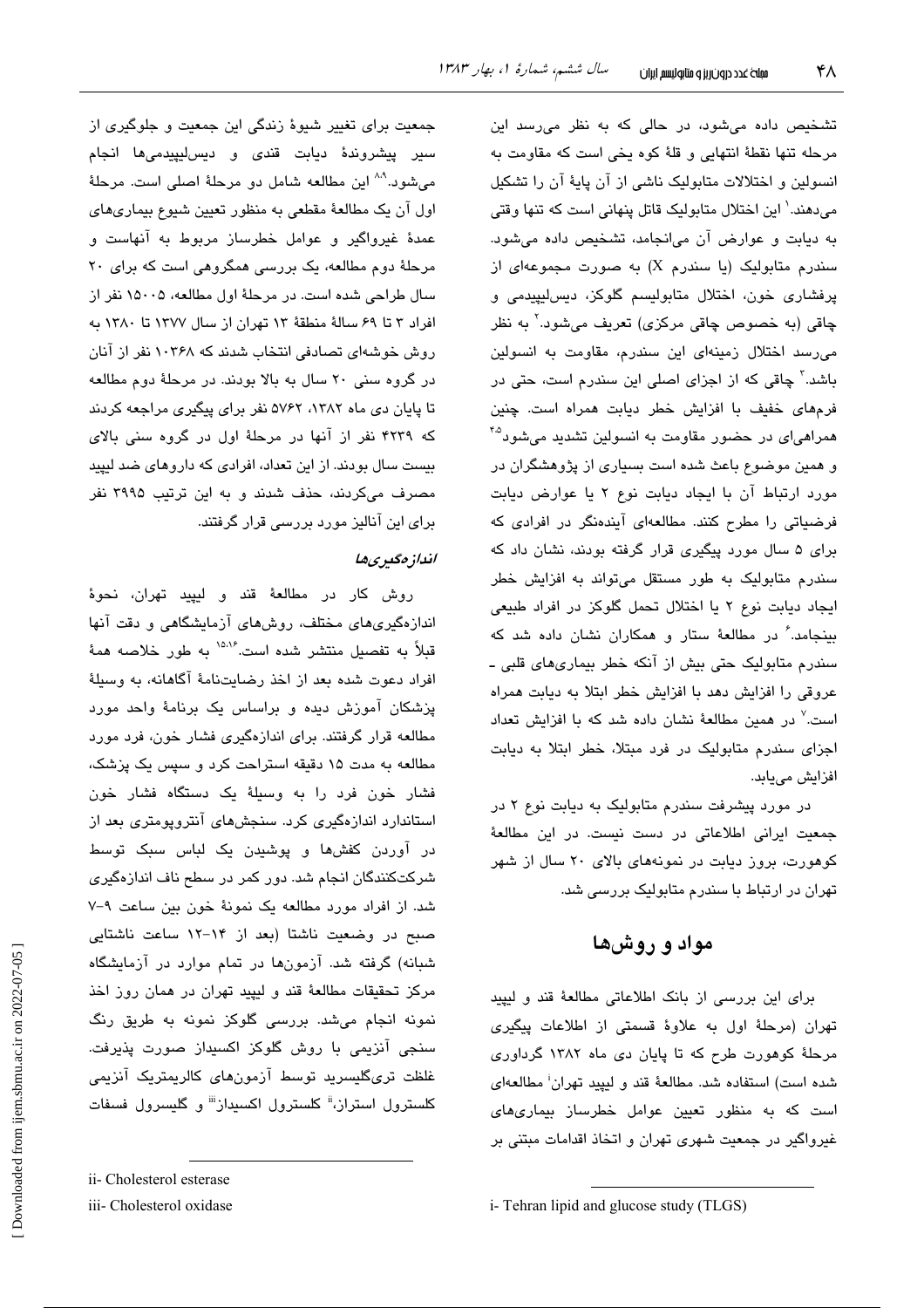تشخیص داده می‌شود، در حالی که به نظر می‌رسد این مرحله تنها نقطهٔ انتهایی و قلهٔ کوه یخی است که مقاومت به انسولین و اختلالات متابولیک ناشی از آن پایهٔ آن را تشکیل می‌دهند.[1] این اختلال متابولیک قاتل پنهانی است که تنها وقتی به دیابت و عوارض آن می‌انجامد، تشخیص داده می‌شود. سندرم متابولیک (یا سندرم X) به صورت مجموعه‌ای از پرفشاری خون، اختلال متابولیسم گلوکز، دیس‌لیپیدمی و چاقی (به خصوص چاقی مرکزی) تعریف می‌شود.[2] به نظر می‌رسد اختلال زمینه‌ای این سندرم، مقاومت به انسولین باشد.[3] چاقی که از اجزای اصلی این سندرم است، حتی در فرم‌های خفیف با افزایش خطر دیابت همراه است. چنین همراهی‌ای در حضور مقاومت به انسولین تشدید می‌شود[4,5] و همین موضوع باعث شده است بسیاری از پژوهشگران در مورد ارتباط آن با ایجاد دیابت نوع ۲ یا عوارض دیابت فرضیاتی را مطرح کنند. مطالعه‌ای آینده‌نگر در افرادی که برای ۵ سال مورد پیگیری قرار گرفته بودند، نشان داد که سندرم متابولیک به طور مستقل می‌تواند به افزایش خطر ایجاد دیابت نوع ۲ یا اختلال تحمل گلوکز در افراد طبیعی بینجامد.[6] در مطالعهٔ ستار و همکاران نشان داده شد که سندرم متابولیک حتی بیش از آنکه خطر بیماری‌های قلبی ـ عروقی را افزایش دهد با افزایش خطر ابتلا به دیابت همراه است.[7] در همین مطالعه نشان داده شد که با افزایش تعداد اجزای سندرم متابولیک در فرد مبتلا، خطر ابتلا به دیابت افزایش می‌یابد.

در مورد پیشرفت سندرم متابولیک به دیابت نوع ۲ در جمعیت ایرانی اطلاعاتی در دست نیست. در این مطالعهٔ کوهورت، بروز دیابت در نمونه‌های بالای ۲۰ سال از شهر تهران در ارتباط با سندرم متابولیک بررسی شد.

## مواد و روش‌ها

برای این بررسی از بانک اطلاعاتی مطالعهٔ قند و لیپید تهران (مرحلهٔ اول به علاوهٔ قسمتی از اطلاعات پیگیری مرحلهٔ کوهورت طرح که تا پایان دی ماه ۱۳۸۲ گرداوری شده است) استفاده شد. مطالعهٔ قند و لیپید تهران[i] مطالعه‌ای است که به منظور تعیین عوامل خطرساز بیماری‌های غیرواگیر در جمعیت شهری تهران و اتخاذ اقدامات مبتنی بر جمعیت برای تغییر شیوهٔ زندگی این جمعیت و جلوگیری از سیر پیشروندهٔ دیابت قندی و دیس‌لیپیدمی‌ها انجام می‌شود.[8,9] این مطالعه شامل دو مرحلهٔ اصلی است. مرحلهٔ اول آن یک مطالعهٔ مقطعی به منظور تعیین شیوع بیماری‌های عمدهٔ غیرواگیر و عوامل خطرساز مربوط به آنهاست و مرحلهٔ دوم مطالعه، یک بررسی همگروهی است که برای ۲۰ سال طراحی شده است. در مرحلهٔ اول مطالعه، ۱۵۰۰۵ نفر از افراد ۳ تا ۶۹ سالهٔ منطقهٔ ۱۳ تهران از سال ۱۳۷۷ تا ۱۳۸۰ به روش خوشه‌ای تصادفی انتخاب شدند که ۱۰۳۶۸ نفر از آنان در گروه سنی ۲۰ سال به بالا بودند. در مرحلهٔ دوم مطالعه تا پایان دی ماه ۱۳۸۲، ۵۷۶۲ نفر برای پیگیری مراجعه کردند که ۴۲۳۹ نفر از آنها در مرحلهٔ اول در گروه سنی بالای بیست سال بودند. از این تعداد، افرادی که داروهای ضد لیپید مصرف می‌کردند، حذف شدند و به این ترتیب ۳۹۹۵ نفر برای این آنالیز مورد بررسی قرار گرفتند.

### *اندازه‌گیری‌ها*

روش کار در مطالعهٔ قند و لیپید تهران، نحوهٔ اندازه‌گیری‌های مختلف، روش‌های آزمایشگاهی و دقت آنها قبلاً به تفصیل منتشر شده است.[15,16] به طور خلاصه همهٔ افراد دعوت شده بعد از اخذ رضایت‌نامهٔ آگاهانه، به وسیلهٔ پزشکان آموزش دیده و براساس یک برنامهٔ واحد مورد مطالعه قرار گرفتند. برای اندازه‌گیری فشار خون، فرد مورد مطالعه به مدت ۱۵ دقیقه استراحت کرد و سپس یک پزشک، فشار خون فرد را به وسیلهٔ یک دستگاه فشار خون استاندارد اندازه‌گیری کرد. سنجش‌های آنتروپومتری بعد از در آوردن کفش‌ها و پوشیدن یک لباس سبک توسط شرکت‌کنندگان انجام شد. دور کمر در سطح ناف اندازه‌گیری شد. از افراد مورد مطالعه یک نمونهٔ خون بین ساعت ۹-۷ صبح در وضعیت ناشتا (بعد از ۱۴-۱۲ ساعت ناشتایی شبانه) گرفته شد. آزمون‌ها در تمام موارد در آزمایشگاه مرکز تحقیقات مطالعهٔ قند و لیپید تهران در همان روز اخذ نمونه انجام می‌شد. بررسی گلوکز نمونه به طریق رنگ سنجی آنزیمی با روش گلوکز اکسیداز صورت پذیرفت. غلظت تری‌گلیسرید توسط آزمون‌های کالریمتریک آنزیمی کلسترول استراز،[ii] کلسترول اکسیداز[iii] و گلیسرول فسفات

---

i- Tehran lipid and glucose study (TLGS)

ii- Cholesterol esterase

iii- Cholesterol oxidase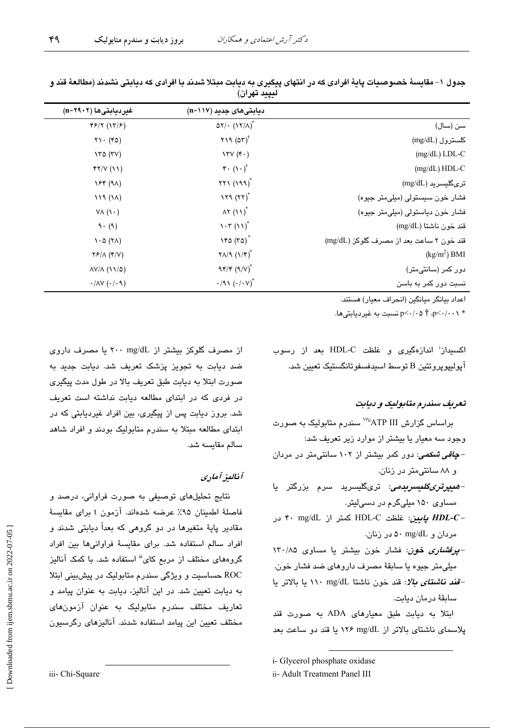جدول ۱- مقایسهٔ خصوصیات پایهٔ افرادی که در انتهای پیگیری به دیابت مبتلا شدند با افرادی که دیابتی نشدند (مطالعهٔ قند و لیپید تهران)

| | دیابتی‌های جدید (n=۱۱۷) | غیردیابتی‌ها (n=۲۹۰۲) |
|---|---|---|
| سن (سال) | ۵۲/۰ (۱۲/۸)* | ۴۶/۲ (۱۳/۶) |
| کلسترول (mg/dL) | ۲۱۹ (۵۳)† | ۲۱۰ (۴۵) |
| LDL-C (mg/dL) | ۱۳۷ (۴۰) | ۱۳۵ (۳۷) |
| HDL-C (mg/dL) | ۴۰ (۱۰)† | ۴۲/۷ (۱۱) |
| تری‌گلیسرید (mg/dL) | ۲۲۱ (۱۹۹)* | ۱۶۴ (۹۸) |
| فشار خون سیستولی (میلی‌متر جیوه) | ۱۲۹ (۲۲)* | ۱۱۹ (۱۸) |
| فشار خون دیاستولی (میلی‌متر جیوه) | ۸۲ (۱۱)* | ۷۸ (۱۰) |
| قند خون ناشتا (mg/dL) | ۱۰۳ (۱۱)* | ۹۰ (۹) |
| قند خون ۲ ساعت بعد از مصرف گلوکز (mg/dL) | ۱۴۵ (۳۵)* | ۱۰۵ (۲۸) |
| BMI (kg/m²) | ۲۸/۹ (۱/۴)* | ۲۶/۸ (۴/۷) |
| دور کمر (سانتی‌متر) | ۹۴/۴ (۹/۷)* | ۸۷/۸ (۱۱/۵) |
| نسبت دور کمر به باسن | ۰/۹۱ (۰/۰۷)* | ۰/۸۷ (۰/۰۹) |

اعداد بیانگر میانگین (انحراف معیار) هستند.

* p<۰/۰۰۱، † p<۰/۰۵ نسبت به غیردیابتی‌ها.

اکسیداز[i] اندازه‌گیری و غلظت HDL-C بعد از رسوب آپولیپوپروتئین B توسط اسیدفسفوتانگستیک تعیین شد.

### تعریف سندرم متابولیک و دیابت

براساس گزارش ATP III[ii] [۱۷] سندرم متابولیک به صورت وجود سه معیار یا بیشتر از موارد زیر تعریف شد:

- **چاقی شکمی**: دور کمر بیشتر از ۱۰۲ سانتی‌متر در مردان و ۸۸ سانتی‌متر در زنان.
- **هیپرتری‌گلیسریدمی**: تری‌گلیسرید سرم بزرگتر یا مساوی ۱۵۰ میلی‌گرم در دسی‌لیتر.
- **HDL-C پایین**: غلظت HDL-C کمتر از ۴۰ mg/dL در مردان و ۵۰ mg/dL در زنان.
- **پرفشاری خون**: فشار خون بیشتر یا مساوی ۱۳۰/۸۵ میلی‌متر جیوه یا سابقهٔ مصرف داروهای ضد فشار خون.
- **قند ناشتای بالا**: قند خون ناشتا ۱۱۰ mg/dL یا بالاتر یا سابقهٔ درمان دیابت.

ابتلا به دیابت طبق معیارهای ADA به صورت قند پلاسمای ناشتای بالاتر از ۱۲۶ mg/dL یا قند دو ساعت بعد از مصرف گلوکز بیشتر از ۲۰۰ mg/dL یا مصرف داروی ضد دیابت به تجویز پزشک تعریف شد. دیابت جدید به صورت ابتلا به دیابت طبق تعریف بالا در طول مدت پیگیری در فردی که در ابتدای مطالعه دیابت نداشته است تعریف شد. بروز دیابت پس از پیگیری، بین افراد غیردیابتی که در ابتدای مطالعه مبتلا به سندرم متابولیک بودند و افراد شاهد سالم مقایسه شد.

### آنالیز آماری

نتایج تحلیل‌های توصیفی به صورت فراوانی، درصد و فاصلهٔ اطمینان ۹۵٪ عرضه شده‌اند. آزمون t برای مقایسهٔ مقادیر پایهٔ متغیرها در دو گروهی که بعداً دیابتی شدند و افراد سالم استفاده شد. برای مقایسهٔ فراوانی‌ها بین افراد گروه‌های مختلف از مربع کای[iii] استفاده شد. با کمک آنالیز ROC حساسیت و ویژگی سندرم متابولیک در پیش‌بینی ابتلا به دیابت تعیین شد. در این آنالیز، دیابت به عنوان پیامد و تعاریف مختلف سندرم متابولیک به عنوان آزمون‌های مختلف تعیین این پیامد استفاده شدند. آنالیزهای رگرسیون

i- Glycerol phosphate oxidase

ii- Adult Treatment Panel III

iii- Chi-Square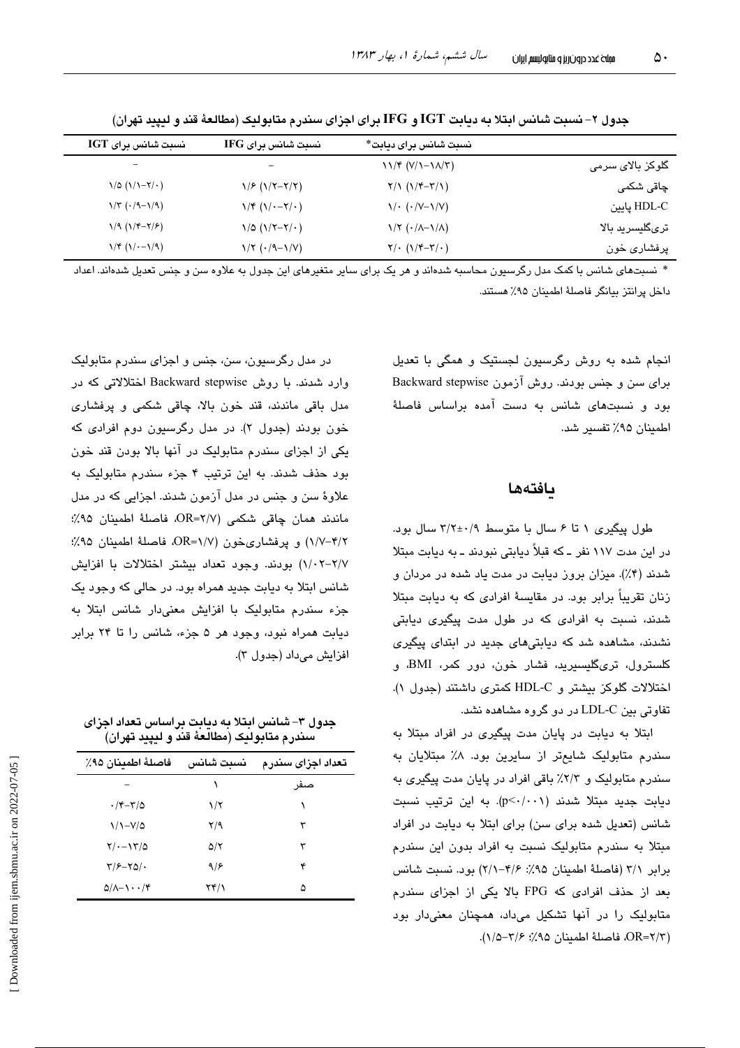جدول ۲- نسبت شانس ابتلا به دیابت IGT و IFG برای اجزای سندرم متابولیک (مطالعهٔ قند و لیپید تهران)

| | نسبت شانس برای دیابت* | نسبت شانس برای IFG | نسبت شانس برای IGT |
|---|---|---|---|
| گلوکز بالای سرمی | ۱۱/۴ (۷/۱-۱۸/۳) | – | – |
| چاقی شکمی | ۲/۱ (۱/۴-۳/۱) | ۱/۶ (۱/۲-۲/۲) | ۱/۵ (۱/۱-۲/۰) |
| HDL-C پایین | ۱/۰ (۰/۷-۱/۷) | ۱/۴ (۱/۰-۲/۰) | ۱/۳ (۰/۹-۱/۹) |
| تری‌گلیسرید بالا | ۱/۲ (۰/۸-۱/۸) | ۱/۵ (۱/۲-۲/۰) | ۱/۹ (۱/۴-۲/۶) |
| پرفشاری خون | ۲/۰ (۱/۴-۳/۰) | ۱/۲ (۰/۹-۱/۷) | ۱/۴ (۱/۰-۱/۹) |

* نسبت‌های شانس با کمک مدل رگرسیون محاسبه شده‌اند و هر یک برای سایر متغیرهای این جدول به علاوه سن و جنس تعدیل شده‌اند. اعداد داخل پرانتز بیانگر فاصلهٔ اطمینان ۹۵٪ هستند.

انجام شده به روش رگرسیون لجستیک و همگی با تعدیل برای سن و جنس بودند. روش آزمون Backward stepwise بود و نسبت‌های شانس به دست آمده براساس فاصلهٔ اطمینان ۹۵٪ تفسیر شد.

## یافته‌ها

طول پیگیری ۱ تا ۶ سال با متوسط ۳/۲±۰/۹ سال بود. در این مدت ۱۱۷ نفر ـ که قبلاً دیابتی نبودند ـ به دیابت مبتلا شدند (۴٪). میزان بروز دیابت در مدت یاد شده در مردان و زنان تقریباً برابر بود. در مقایسهٔ افرادی که به دیابت مبتلا شدند، نسبت به افرادی که در طول مدت پیگیری دیابتی نشدند، مشاهده شد که دیابتی‌های جدید در ابتدای پیگیری کلسترول، تری‌گلیسرید، فشار خون، دور کمر، BMI، و اختلالات گلوکز بیشتر و HDL-C کمتری داشتند (جدول ۱). تفاوتی بین LDL-C در دو گروه مشاهده نشد.

ابتلا به دیابت در پایان مدت پیگیری در افراد مبتلا به سندرم متابولیک شایع‌تر از سایرین بود. ۸٪ مبتلایان به سندرم متابولیک و ۲/۳٪ باقی افراد در پایان مدت پیگیری به دیابت جدید مبتلا شدند (p<۰/۰۰۱). به این ترتیب نسبت شانس (تعدیل شده برای سن) برای ابتلا به دیابت در افراد مبتلا به سندرم متابولیک نسبت به افراد بدون این سندرم برابر ۳/۱ (فاصلهٔ اطمینان ۹۵٪: ۴/۶-۲/۱) بود. نسبت شانس بعد از حذف افرادی که FPG بالا یکی از اجزای سندرم متابولیک را در آنها تشکیل می‌داد، همچنان معنی‌دار بود (OR=۲/۳، فاصلهٔ اطمینان ۹۵٪: ۳/۶-۱/۵).

در مدل رگرسیون، سن، جنس و اجزای سندرم متابولیک وارد شدند. با روش Backward stepwise اختلالاتی که در مدل باقی ماندند، قند خون بالا، چاقی شکمی و پرفشاری خون بودند (جدول ۲). در مدل رگرسیون دوم افرادی که یکی از اجزای سندرم متابولیک در آنها بالا بودن قند خون بود حذف شدند. به این ترتیب ۴ جزء سندرم متابولیک به علاوهٔ سن و جنس در مدل آزمون شدند. اجزایی که در مدل ماندند همان چاقی شکمی (OR=۲/۷، فاصلهٔ اطمینان ۹۵٪: ۴/۲-۱/۷) و پرفشاری‌خون (OR=۱/۷، فاصلهٔ اطمینان ۹۵٪: ۲/۷-۱/۰۲) بودند. وجود تعداد بیشتر اختلالات با افزایش شانس ابتلا به دیابت جدید همراه بود. در حالی که وجود یک جزء سندرم متابولیک با افزایش معنی‌دار شانس ابتلا به دیابت همراه نبود، وجود هر ۵ جزء، شانس را تا ۲۴ برابر افزایش می‌داد (جدول ۳).

جدول ۳- شانس ابتلا به دیابت براساس تعداد اجزای سندرم متابولیک (مطالعهٔ قند و لیپید تهران)

| تعداد اجزای سندرم | نسبت شانس | فاصلهٔ اطمینان ۹۵٪ |
|---|---|---|
| صفر | ۱ | – |
| ۱ | ۱/۲ | ۰/۴-۳/۵ |
| ۲ | ۲/۹ | ۱/۱-۷/۵ |
| ۳ | ۵/۲ | ۲/۰-۱۳/۵ |
| ۴ | ۹/۶ | ۳/۶-۲۵/۰ |
| ۵ | ۲۴/۱ | ۵/۸-۱۰۰/۴ |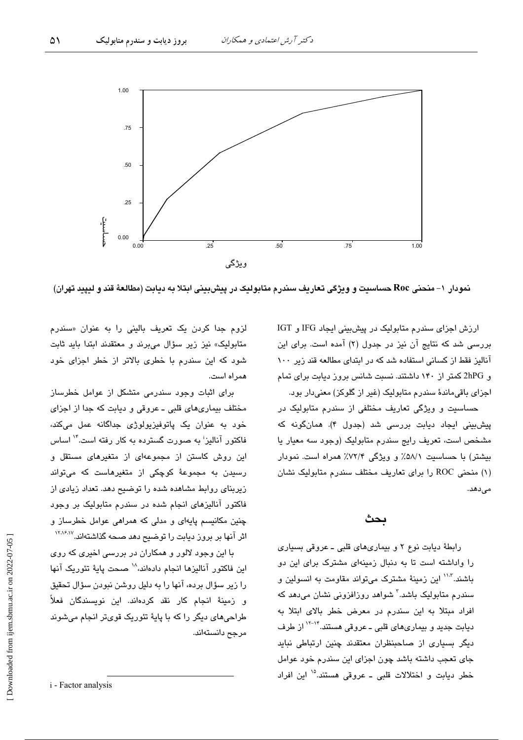نمودار ۱- منحنی Roc حساسیت و ویژگی تعاریف سندرم متابولیک در پیش‌بینی ابتلا به دیابت (مطالعهٔ قند و لیپید تهران)

ارزش اجزای سندرم متابولیک در پیش‌بینی ایجاد IFG و IGT بررسی شد که نتایج آن نیز در جدول (۲) آمده است. برای این آنالیز فقط از کسانی استفاده شد که در ابتدای مطالعه قند زیر ۱۰۰ و 2hPG کمتر از ۱۴۰ داشتند. نسبت شانس بروز دیابت برای تمام اجزای باقی‌ماندهٔ سندرم متابولیک (غیر از گلوکز) معنی‌دار بود.

حساسیت و ویژگی تعاریف مختلفی از سندرم متابولیک در پیش‌بینی ایجاد دیابت بررسی شد (جدول ۴). همان‌گونه که مشخص است، تعریف رایج سندرم متابولیک (وجود سه معیار یا بیشتر) با حساسیت ۵۸/۱٪ و ویژگی ۷۲/۴٪ همراه است. نمودار (۱) منحنی ROC را برای تعاریف مختلف سندرم متابولیک نشان می‌دهد.

## بحث

رابطهٔ دیابت نوع ۲ و بیماری‌های قلبی ـ عروقی بسیاری را واداشته است تا به دنبال زمینه‌ای مشترک برای این دو باشند.[۱۱،۳] این زمینهٔ مشترک می‌تواند مقاومت به انسولین و سندرم متابولیک باشد.[۳] شواهد روزافزونی نشان می‌دهد که افراد مبتلا به این سندرم در معرض خطر بالای ابتلا به دیابت جدید و بیماری‌های قلبی ـ عروقی هستند.[۱۴-۱۲] از طرف دیگر بسیاری از صاحبنظران معتقدند چنین ارتباطی نباید جای تعجب داشته باشد چون اجزای این سندرم خود عوامل خطر دیابت و اختلالات قلبی ـ عروقی هستند.[۱۵] این افراد لزوم جدا کردن یک تعریف بالینی را به عنوان «سندرم متابولیک» نیز زیر سؤال می‌برند و معتقدند ابتدا باید ثابت شود که این سندرم با خطری بالاتر از خطر اجزای خود همراه است.

برای اثبات وجود سندرمی متشکل از عوامل خطرساز مختلف بیماری‌های قلبی ـ عروقی و دیابت که جدا از اجزای خود به عنوان یک پاتوفیزیولوژی جداگانه عمل می‌کند، فاکتور آنالیز[i] به صورت گسترده به کار رفته است.[۱۴] اساس این روش کاستن از مجموعه‌ای از متغیرهای مستقل و رسیدن به مجموعهٔ کوچکی از متغیرهاست که می‌تواند زیربنای روابط مشاهده شده را توضیح دهد. تعداد زیادی از فاکتور آنالیزهای انجام شده در سندرم متابولیک بر وجود چنین مکانیسم پایه‌ای و مدلی که همراهی عوامل خطرساز و اثر آنها بر بروز دیابت را توضیح دهد صحه گذاشته‌اند.[۱۲،۱۶،۱۷]

با این وجود لالور و همکاران در بررسی اخیری که روی این فاکتور آنالیزها انجام داده‌اند،[۱۸] صحت پایهٔ تئوریک آنها را زیر سؤال برده، آنها را به دلیل روشن نبودن سؤال تحقیق و زمینهٔ انجام کار نقد کرده‌اند. این نویسندگان فعلاً طراحی‌های دیگر را که با پایهٔ تئوریک قوی‌تر انجام می‌شوند مرجع دانسته‌اند.

i - Factor analysis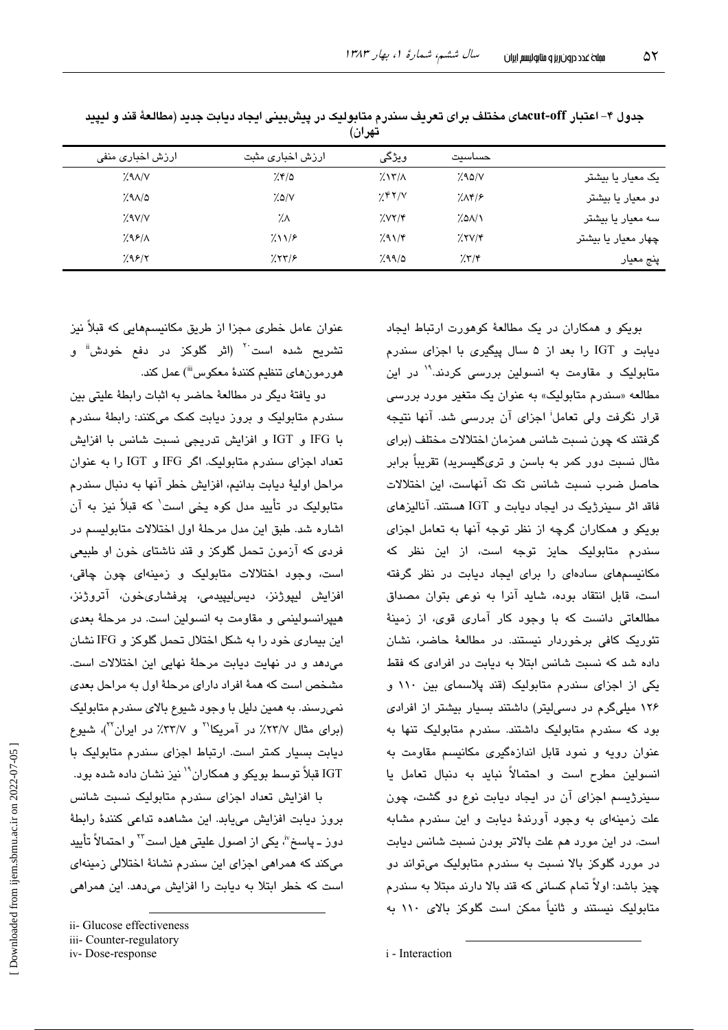جدول ۴- اعتبار cut-offهای مختلف برای تعریف سندرم متابولیک در پیش‌بینی ایجاد دیابت جدید (مطالعهٔ قند و لیپید تهران)

| | حساسیت | ویژگی | ارزش اخباری مثبت | ارزش اخباری منفی |
|---|---|---|---|---|
| یک معیار یا بیشتر | ٪۹۵/۷ | ٪۱۳/۸ | ٪۴/۵ | ٪۹۸/۷ |
| دو معیار یا بیشتر | ٪۸۴/۶ | ٪۴۲/۷ | ٪۵/۷ | ٪۹۸/۵ |
| سه معیار یا بیشتر | ٪۵۸/۱ | ٪۷۲/۴ | ٪۸ | ٪۹۷/۷ |
| چهار معیار یا بیشتر | ٪۲۷/۴ | ٪۹۱/۴ | ٪۱۱/۶ | ٪۹۶/۸ |
| پنج معیار | ٪۳/۴ | ٪۹۹/۵ | ٪۲۳/۶ | ٪۹۶/۲ |

بویکو و همکاران در یک مطالعهٔ کوهورت ارتباط ایجاد دیابت و IGT را بعد از ۵ سال پیگیری با اجزای سندرم متابولیک و مقاومت به انسولین بررسی کردند.[۱۹] در این مطالعه «سندرم متابولیک» به عنوان یک متغیر مورد بررسی قرار نگرفت ولی تعامل[i] اجزای آن بررسی شد. آنها نتیجه گرفتند که چون نسبت شانس همزمان اختلالات مختلف (برای مثال نسبت دور کمر به باسن و تری‌گلیسرید) تقریباً برابر حاصل ضرب نسبت شانس تک تک آنهاست، این اختلالات فاقد اثر سینرژیک در ایجاد دیابت و IGT هستند. آنالیزهای بویکو و همکاران گرچه از نظر توجه آنها به تعامل اجزای سندرم متابولیک حایز توجه است، از این نظر که مکانیسم‌های ساده‌ای را برای ایجاد دیابت در نظر گرفته است، قابل انتقاد بوده، شاید آنرا به نوعی بتوان مصداق مطالعاتی دانست که با وجود کار آماری قوی، از زمینهٔ تئوریک کافی برخوردار نیستند. در مطالعهٔ حاضر، نشان داده شد که نسبت شانس ابتلا به دیابت در افرادی که فقط یکی از اجزای سندرم متابولیک (قند پلاسمای بین ۱۱۰ و ۱۲۶ میلی‌گرم در دسی‌لیتر) داشتند بسیار بیشتر از افرادی بود که سندرم متابولیک داشتند. سندرم متابولیک تنها به عنوان رویه و نمود قابل اندازه‌گیری مکانیسم مقاومت به انسولین مطرح است و احتمالاً نباید به دنبال تعامل یا سینرژیسم اجزای آن در ایجاد دیابت نوع دو گشت، چون علت زمینه‌ای به وجود آورندهٔ دیابت و این سندرم مشابه است. در این مورد هم علت بالاتر بودن نسبت شانس دیابت در مورد گلوکز بالا نسبت به سندرم متابولیک می‌تواند دو چیز باشد: اولاً تمام کسانی که قند بالا دارند مبتلا به سندرم متابولیک نیستند و ثانیاً ممکن است گلوکز بالای ۱۱۰ به عنوان عامل خطری مجزا از طریق مکانیسم‌هایی که قبلاً نیز تشریح شده است[۲۰] (اثر گلوکز در دفع خودش[ii] و هورمون‌های تنظیم کنندهٔ معکوس[iii]) عمل کند.

دو یافتهٔ دیگر در مطالعهٔ حاضر به اثبات رابطهٔ علیتی بین سندرم متابولیک و بروز دیابت کمک می‌کنند: رابطهٔ سندرم با IFG و IGT و افزایش تدریجی نسبت شانس با افزایش تعداد اجزای سندرم متابولیک. اگر IFG و IGT را به عنوان مراحل اولیهٔ دیابت بدانیم، افزایش خطر آنها به دنبال سندرم متابولیک در تأیید مدل کوه یخی است[۱] که قبلاً نیز به آن اشاره شد. طبق این مدل مرحلهٔ اول اختلالات متابولیسم در فردی که آزمون تحمل گلوکز و قند ناشتای خون او طبیعی است، وجود اختلالات متابولیک و زمینه‌ای چون چاقی، افزایش لیپوژنز، دیس‌لیپیدمی، پرفشاری‌خون، آتروژنز، هیپرانسولینمی و مقاومت به انسولین است. در مرحلهٔ بعدی این بیماری خود را به شکل اختلال تحمل گلوکز و IFG نشان می‌دهد و در نهایت دیابت مرحلهٔ نهایی این اختلالات است. مشخص است که همهٔ افراد دارای مرحلهٔ اول به مراحل بعدی نمی‌رسند. به همین دلیل با وجود شیوع بالای سندرم متابولیک (برای مثال ۲۳/۷٪ در آمریکا[۲۱] و ۳۳/۷٪ در ایران[۲۲])، شیوع دیابت بسیار کمتر است. ارتباط اجزای سندرم متابولیک با IGT قبلاً توسط بویکو و همکاران[۱۹] نیز نشان داده شده بود.

با افزایش تعداد اجزای سندرم متابولیک نسبت شانس بروز دیابت افزایش می‌یابد. این مشاهده تداعی کنندهٔ رابطهٔ دوز ـ پاسخ[iv]، یکی از اصول علیتی هیل است[۲۳] و احتمالاً تأیید می‌کند که همراهی اجزای این سندرم نشانهٔ اختلالی زمینه‌ای است که خطر ابتلا به دیابت را افزایش می‌دهد. این همراهی

i - Interaction

ii- Glucose effectiveness

iii- Counter-regulatory

iv- Dose-response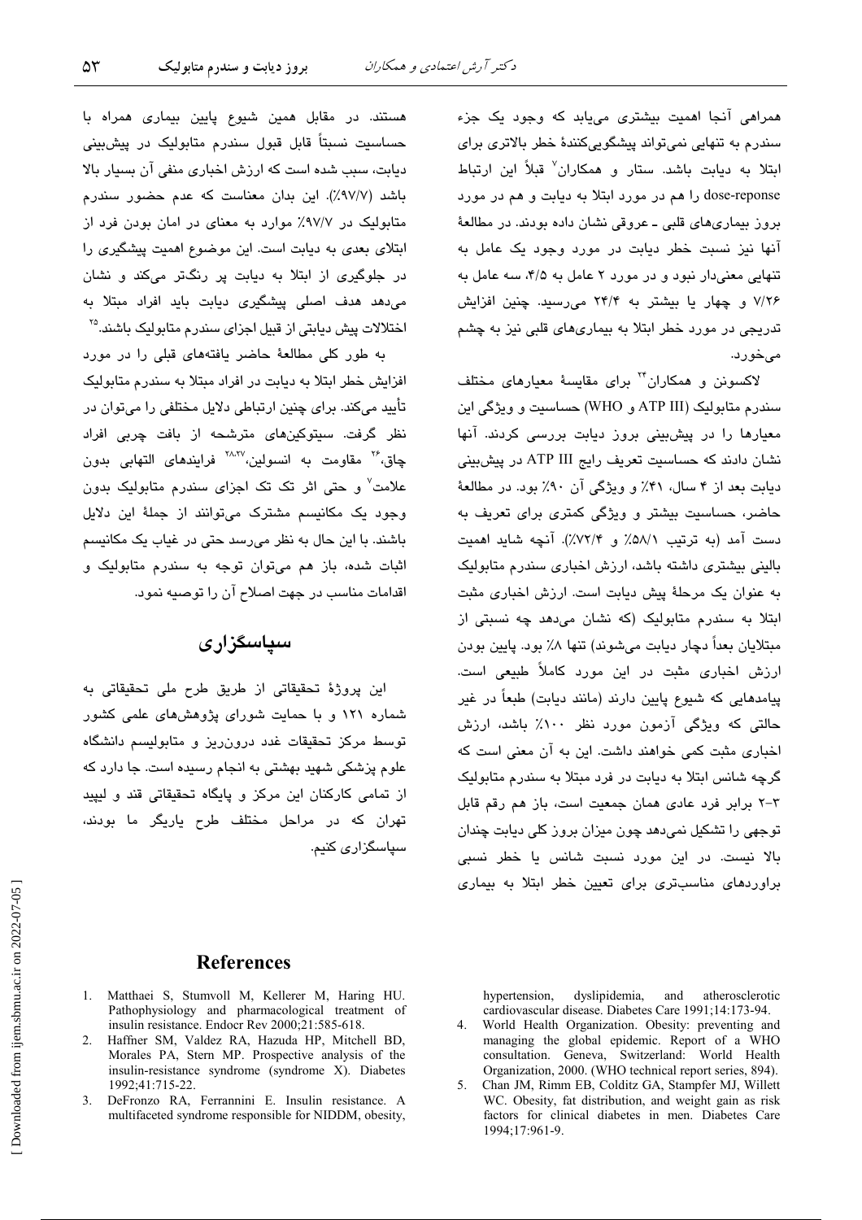همراهی آنجا اهمیت بیشتری می‌یابد که وجود یک جزء سندرم به تنهایی نمی‌تواند پیشگویی‌کنندهٔ خطر بالاتری برای ابتلا به دیابت باشد. ستار و همکاران[7] قبلاً این ارتباط dose-reponse را هم در مورد ابتلا به دیابت و هم در مورد بروز بیماری‌های قلبی ـ عروقی نشان داده بودند. در مطالعهٔ آنها نیز نسبت خطر دیابت در مورد وجود یک عامل به تنهایی معنی‌دار نبود و در مورد ۲ عامل به ۴/۵، سه عامل به ۷/۲۶ و چهار یا بیشتر به ۲۴/۴ می‌رسید. چنین افزایش تدریجی در مورد خطر ابتلا به بیماری‌های قلبی نیز به چشم می‌خورد.

لاکسونن و همکاران[24] برای مقایسهٔ معیارهای مختلف سندرم متابولیک (ATP III و WHO) حساسیت و ویژگی این معیارها را در پیش‌بینی بروز دیابت بررسی کردند. آنها نشان دادند که حساسیت تعریف رایج ATP III در پیش‌بینی دیابت بعد از ۴ سال، ۴۱٪ و ویژگی آن ۹۰٪ بود. در مطالعهٔ حاضر، حساسیت بیشتر و ویژگی کمتری برای تعریف به دست آمد (به ترتیب ۵۸/۱٪ و ۷۲/۴٪). آنچه شاید اهمیت بالینی بیشتری داشته باشد، ارزش اخباری سندرم متابولیک به عنوان یک مرحلهٔ پیش دیابت است. ارزش اخباری مثبت ابتلا به سندرم متابولیک (که نشان می‌دهد چه نسبتی از مبتلایان بعداً دچار دیابت می‌شوند) تنها ۸٪ بود. پایین بودن ارزش اخباری مثبت در این مورد کاملاً طبیعی است. پیامدهایی که شیوع پایین دارند (مانند دیابت) طبعاً در غیر حالتی که ویژگی آزمون مورد نظر ۱۰۰٪ باشد، ارزش اخباری مثبت کمی خواهند داشت. این به آن معنی است که گرچه شانس ابتلا به دیابت در فرد مبتلا به سندرم متابولیک ۳-۲ برابر فرد عادی همان جمعیت است، باز هم رقم قابل توجهی را تشکیل نمی‌دهد چون میزان بروز کلی دیابت چندان بالا نیست. در این مورد نسبت شانس یا خطر نسبی براوردهای مناسب‌تری برای تعیین خطر ابتلا به بیماری هستند. در مقابل همین شیوع پایین بیماری همراه با حساسیت نسبتاً قابل قبول سندرم متابولیک در پیش‌بینی دیابت، سبب شده است که ارزش اخباری منفی آن بسیار بالا باشد (۹۷/۷٪). این بدان معناست که عدم حضور سندرم متابولیک در ۹۷/۷٪ موارد به معنای در امان بودن فرد از ابتلای بعدی به دیابت است. این موضوع اهمیت پیشگیری را در جلوگیری از ابتلا به دیابت پر رنگ‌تر می‌کند و نشان می‌دهد هدف اصلی پیشگیری دیابت باید افراد مبتلا به اختلالات پیش دیابتی از قبیل اجزای سندرم متابولیک باشند.[25]

به طور کلی مطالعهٔ حاضر یافته‌های قبلی را در مورد افزایش خطر ابتلا به دیابت در افراد مبتلا به سندرم متابولیک تأیید می‌کند. برای چنین ارتباطی دلایل مختلفی را می‌توان در نظر گرفت. سیتوکین‌های مترشحه از بافت چربی افراد چاق،[26] مقاومت به انسولین،[27,28] فرایندهای التهابی بدون علامت[7] و حتی اثر تک تک اجزای سندرم متابولیک بدون وجود یک مکانیسم مشترک می‌توانند از جملهٔ این دلایل باشند. با این حال به نظر می‌رسد حتی در غیاب یک مکانیسم اثبات شده، باز هم می‌توان توجه به سندرم متابولیک و اقدامات مناسب در جهت اصلاح آن را توصیه نمود.

## سپاسگزاری

این پروژهٔ تحقیقاتی از طریق طرح ملی تحقیقاتی به شماره ۱۲۱ و با حمایت شورای پژوهش‌های علمی کشور توسط مرکز تحقیقات غدد درون‌ریز و متابولیسم دانشگاه علوم پزشکی شهید بهشتی به انجام رسیده است. جا دارد که از تمامی کارکنان این مرکز و پایگاه تحقیقاتی قند و لیپید تهران که در مراحل مختلف طرح یاریگر ما بودند، سپاسگزاری کنیم.

## References

1. Matthaei S, Stumvoll M, Kellerer M, Haring HU. Pathophysiology and pharmacological treatment of insulin resistance. Endocr Rev 2000;21:585-618.
2. Haffner SM, Valdez RA, Hazuda HP, Mitchell BD, Morales PA, Stern MP. Prospective analysis of the insulin-resistance syndrome (syndrome X). Diabetes 1992;41:715-22.
3. DeFronzo RA, Ferrannini E. Insulin resistance. A multifaceted syndrome responsible for NIDDM, obesity, hypertension, dyslipidemia, and atherosclerotic cardiovascular disease. Diabetes Care 1991;14:173-94.
4. World Health Organization. Obesity: preventing and managing the global epidemic. Report of a WHO consultation. Geneva, Switzerland: World Health Organization, 2000. (WHO technical report series, 894).
5. Chan JM, Rimm EB, Colditz GA, Stampfer MJ, Willett WC. Obesity, fat distribution, and weight gain as risk factors for clinical diabetes in men. Diabetes Care 1994;17:961-9.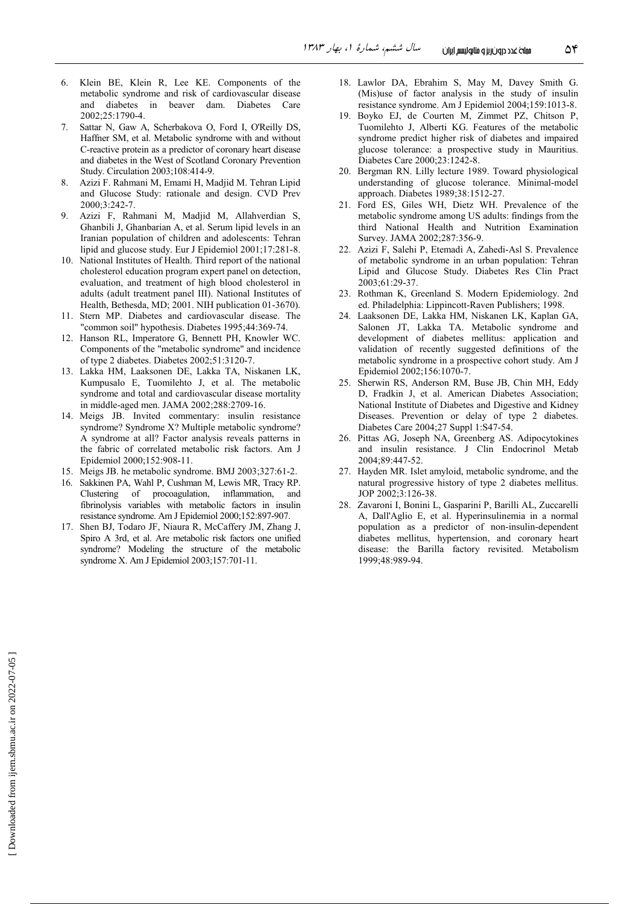6. Klein BE, Klein R, Lee KE. Components of the metabolic syndrome and risk of cardiovascular disease and diabetes in beaver dam. Diabetes Care 2002;25:1790-4.
7. Sattar N, Gaw A, Scherbakova O, Ford I, O'Reilly DS, Haffner SM, et al. Metabolic syndrome with and without C-reactive protein as a predictor of coronary heart disease and diabetes in the West of Scotland Coronary Prevention Study. Circulation 2003;108:414-9.
8. Azizi F. Rahmani M, Emami H, Madjid M. Tehran Lipid and Glucose Study: rationale and design. CVD Prev 2000;3:242-7.
9. Azizi F, Rahmani M, Madjid M, Allahverdian S, Ghanbili J, Ghanbarian A, et al. Serum lipid levels in an Iranian population of children and adolescents: Tehran lipid and glucose study. Eur J Epidemiol 2001;17:281-8.
10. National Institutes of Health. Third report of the national cholesterol education program expert panel on detection, evaluation, and treatment of high blood cholesterol in adults (adult treatment panel III). National Institutes of Health, Bethesda, MD; 2001. NIH publication 01-3670).
11. Stern MP. Diabetes and cardiovascular disease. The "common soil" hypothesis. Diabetes 1995;44:369-74.
12. Hanson RL, Imperatore G, Bennett PH, Knowler WC. Components of the "metabolic syndrome" and incidence of type 2 diabetes. Diabetes 2002;51:3120-7.
13. Lakka HM, Laaksonen DE, Lakka TA, Niskanen LK, Kumpusalo E, Tuomilehto J, et al. The metabolic syndrome and total and cardiovascular disease mortality in middle-aged men. JAMA 2002;288:2709-16.
14. Meigs JB. Invited commentary: insulin resistance syndrome? Syndrome X? Multiple metabolic syndrome? A syndrome at all? Factor analysis reveals patterns in the fabric of correlated metabolic risk factors. Am J Epidemiol 2000;152:908-11.
15. Meigs JB. he metabolic syndrome. BMJ 2003;327:61-2.
16. Sakkinen PA, Wahl P, Cushman M, Lewis MR, Tracy RP. Clustering of procoagulation, inflammation, and fibrinolysis variables with metabolic factors in insulin resistance syndrome. Am J Epidemiol 2000;152:897-907.
17. Shen BJ, Todaro JF, Niaura R, McCaffery JM, Zhang J, Spiro A 3rd, et al. Are metabolic risk factors one unified syndrome? Modeling the structure of the metabolic syndrome X. Am J Epidemiol 2003;157:701-11.
18. Lawlor DA, Ebrahim S, May M, Davey Smith G. (Mis)use of factor analysis in the study of insulin resistance syndrome. Am J Epidemiol 2004;159:1013-8.
19. Boyko EJ, de Courten M, Zimmet PZ, Chitson P, Tuomilehto J, Alberti KG. Features of the metabolic syndrome predict higher risk of diabetes and impaired glucose tolerance: a prospective study in Mauritius. Diabetes Care 2000;23:1242-8.
20. Bergman RN. Lilly lecture 1989. Toward physiological understanding of glucose tolerance. Minimal-model approach. Diabetes 1989;38:1512-27.
21. Ford ES, Giles WH, Dietz WH. Prevalence of the metabolic syndrome among US adults: findings from the third National Health and Nutrition Examination Survey. JAMA 2002;287:356-9.
22. Azizi F, Salehi P, Etemadi A, Zahedi-Asl S. Prevalence of metabolic syndrome in an urban population: Tehran Lipid and Glucose Study. Diabetes Res Clin Pract 2003;61:29-37.
23. Rothman K, Greenland S. Modern Epidemiology. 2nd ed. Philadelphia: Lippincott-Raven Publishers; 1998.
24. Laaksonen DE, Lakka HM, Niskanen LK, Kaplan GA, Salonen JT, Lakka TA. Metabolic syndrome and development of diabetes mellitus: application and validation of recently suggested definitions of the metabolic syndrome in a prospective cohort study. Am J Epidemiol 2002;156:1070-7.
25. Sherwin RS, Anderson RM, Buse JB, Chin MH, Eddy D, Fradkin J, et al. American Diabetes Association; National Institute of Diabetes and Digestive and Kidney Diseases. Prevention or delay of type 2 diabetes. Diabetes Care 2004;27 Suppl 1:S47-54.
26. Pittas AG, Joseph NA, Greenberg AS. Adipocytokines and insulin resistance. J Clin Endocrinol Metab 2004;89:447-52.
27. Hayden MR. Islet amyloid, metabolic syndrome, and the natural progressive history of type 2 diabetes mellitus. JOP 2002;3:126-38.
28. Zavaroni I, Bonini L, Gasparini P, Barilli AL, Zuccarelli A, Dall'Aglio E, et al. Hyperinsulinemia in a normal population as a predictor of non-insulin-dependent diabetes mellitus, hypertension, and coronary heart disease: the Barilla factory revisited. Metabolism 1999;48:989-94.